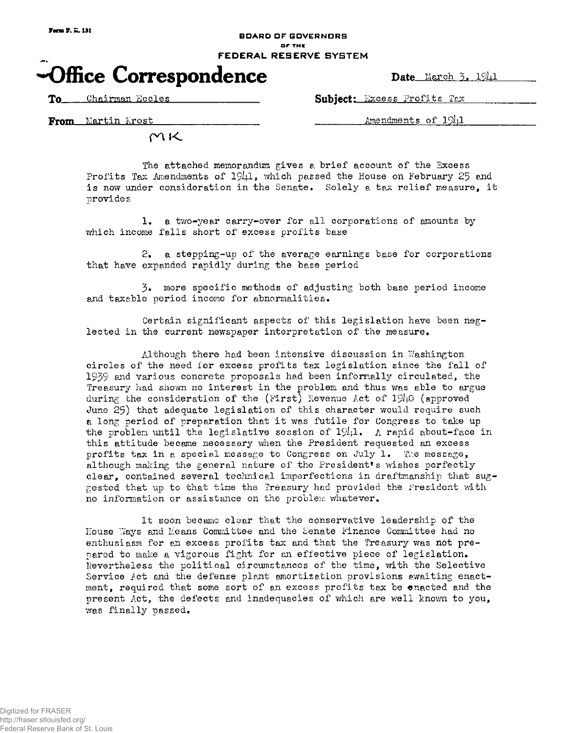Form F. R. 131

**BOARD OF GOVERNORS OF THE FEDERAL RESERVE SYSTEM**

# Office Correspondence

**Date** March 3, 1941

**To** Chairman Eccles

**Subject:** Excess Profits Tax Amendments of 1941

**From** Martin Krost

MK

The attached memorandum gives a brief account of the Excess Profits Tax Amendments of 1941, which passed the House on February 25 and is now under consideration in the Senate. Solely a tax relief measure, it provides

1. a two-year carry-over for all corporations of amounts by which income falls short of excess profits base

2. a stepping-up of the average earnings base for corporations that have expanded rapidly during the base period

3. more specific methods of adjusting both base period income and taxable period income for abnormalities.

Certain significant aspects of this legislation have been neglected in the current newspaper interpretation of the measure.

Although there had been intensive discussion in Washington circles of the need for excess profits tax legislation since the fall of 1939 and various concrete proposals had been informally circulated, the Treasury had shown no interest in the problem and thus was able to argue during the consideration of the (First) Revenue Act of 1940 (approved June 25) that adequate legislation of this character would require such a long period of preparation that it was futile for Congress to take up the problem until the legislative session of 1941. A rapid about-face in this attitude became necessary when the President requested an excess profits tax in a special message to Congress on July 1. The message, although making the general nature of the President's wishes perfectly clear, contained several technical imperfections in draftmanship that suggested that up to that time the Treasury had provided the President with no information or assistance on the problem whatever.

It soon became clear that the conservative leadership of the House Ways and Means Committee and the Senate Finance Committee had no enthusiasm for an excess profits tax and that the Treasury was not prepared to make a vigorous fight for an effective piece of legislation. Nevertheless the political circumstances of the time, with the Selective Service Act and the defense plant amortization provisions awaiting enactment, required that some sort of an excess profits tax be enacted and the present Act, the defects and inadequacies of which are well known to you, was finally passed.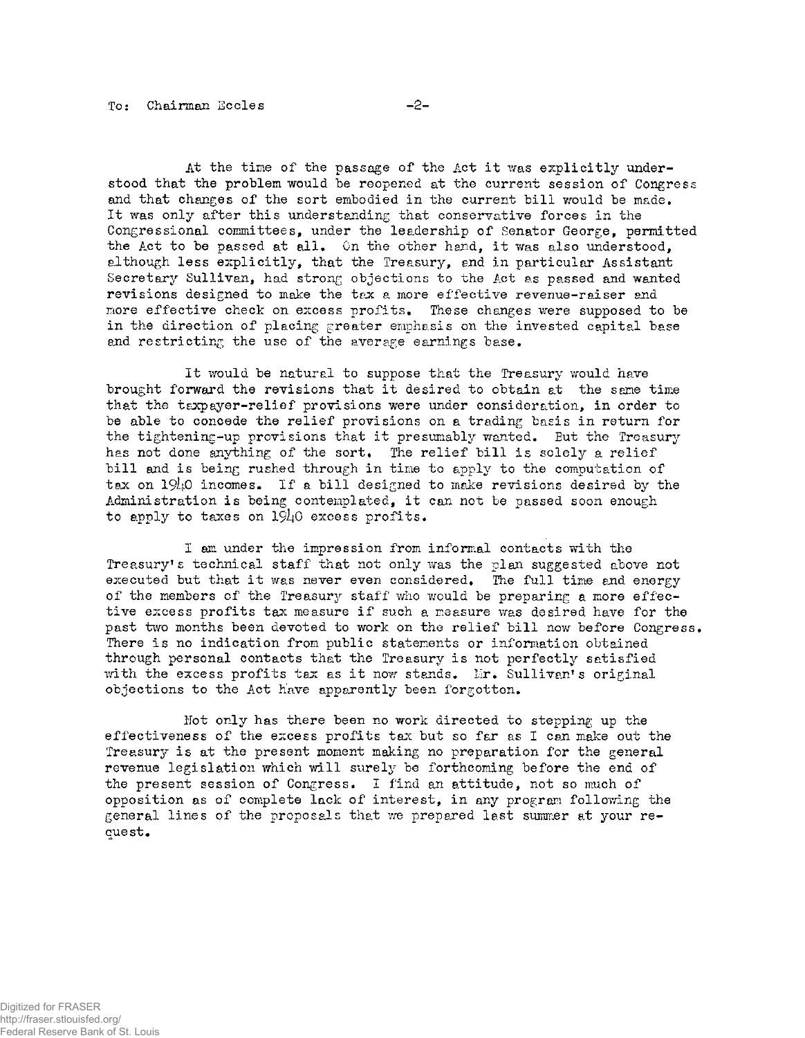At the time of the passage of the Act it was explicitly understood that the problem would be reopened at the current session of Congress and that changes of the sort embodied in the current bill would be made. It was only after this understanding that conservative forces in the Congressional committees, under the leadership of Senator George, permitted the Act to be passed at all. On the other hand, it was also understood, although less explicitly, that the Treasury, and in particular Assistant Secretary Sullivan, had strong objections to the Act as passed and wanted revisions designed to make the tax a more effective revenue-raiser and more effective check on excess profits. These changes were supposed to be in the direction of placing greater emphasis on the invested capital base and restricting the use of the average earnings base.

It would be natural to suppose that the Treasury would have brought forward the revisions that it desired to obtain at the same time that the taxpayer-relief provisions were under consideration, in order to be able to concede the relief provisions on a trading basis in return for the tightening-up provisions that it presumably wanted. But the Treasury has not done anything of the sort. The relief bill is solely a relief bill and is being rushed through in time to apply to the computation of tax on 1940 incomes. If a bill designed to make revisions desired by the Administration is being contemplated, it can not be passed soon enough to apply to taxes on 1940 excess profits.

I am under the impression from informal contacts with the Treasury's technical staff that not only was the plan suggested above not executed but that it was never even considered. The full time and energy of the members of the Treasury staff who would be preparing a more effective excess profits tax measure if such a measure was desired have for the past two months been devoted to work on the relief bill now before Congress. There is no indication from public statements or information obtained through personal contacts that the Treasury is not perfectly satisfied with the excess profits tax as it now stands. Mr. Sullivan's original objections to the Act have apparently been forgotten.

Not only has there been no work directed to stepping up the effectiveness of the excess profits tax but so far as I can make out the Treasury is at the present moment making no preparation for the general revenue legislation which will surely be forthcoming before the end of the present session of Congress. I find an attitude, not so much of opposition as of complete lack of interest, in any program following the general lines of the proposals that we prepared last summer at your request.